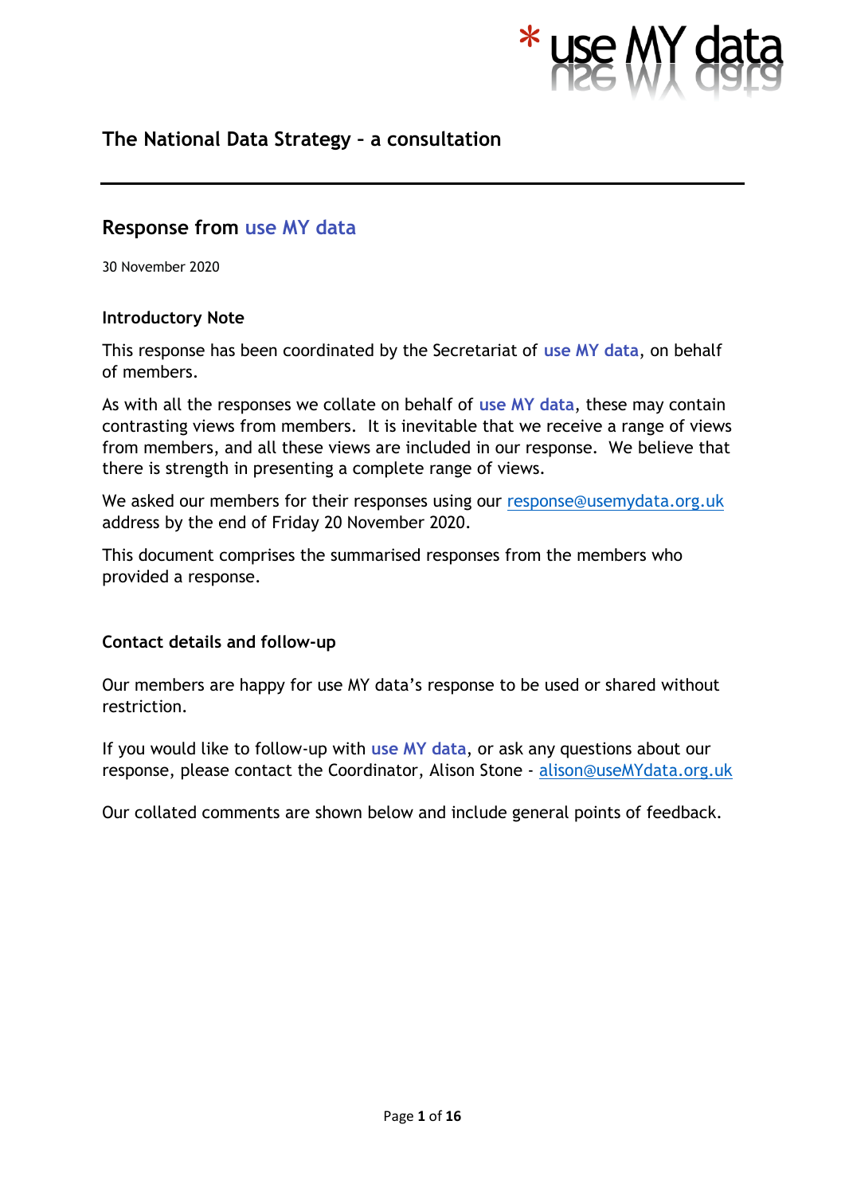# The National Data Strategy – a consultation

## Response from use MY data

30 November 2020

### Introductory Note

This response has been coordinated by the Secretariat of **use MY data**, on behalf of members.

As with all the responses we collate on behalf of **use MY data**, these may contain contrasting views from members. It is inevitable that we receive a range of views from members, and all these views are included in our response. We believe that there is strength in presenting a complete range of views.

We asked our members for their responses using our response@usemydata.org.uk address by the end of Friday 20 November 2020.

This document comprises the summarised responses from the members who provided a response.

### Contact details and follow-up

Our members are happy for use MY data's response to be used or shared without restriction.

If you would like to follow-up with **use MY data**, or ask any questions about our response, please contact the Coordinator, Alison Stone - alison@useMYdata.org.uk

Our collated comments are shown below and include general points of feedback.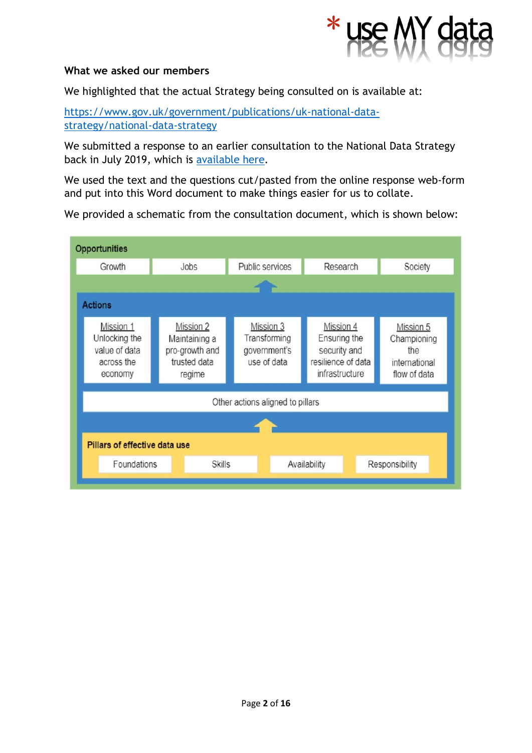**What we asked our members**

We highlighted that the actual Strategy being consulted on is available at:

https://www.gov.uk/government/publications/uk-national-data-strategy/national-data-strategy

We submitted a response to an earlier consultation to the National Data Strategy back in July 2019, which is available here.

We used the text and the questions cut/pasted from the online response web-form and put into this Word document to make things easier for us to collate.

We provided a schematic from the consultation document, which is shown below:

**Opportunities**

| Growth | Jobs | Public services | Research | Society |
|---|---|---|---|---|

**Actions**

| Mission 1 | Mission 2 | Mission 3 | Mission 4 | Mission 5 |
|---|---|---|---|---|
| Unlocking the value of data across the economy | Maintaining a pro-growth and trusted data regime | Transforming government's use of data | Ensuring the security and resilience of data infrastructure | Championing the international flow of data |

Other actions aligned to pillars

**Pillars of effective data use**

| Foundations | Skills | Availability | Responsibility |
|---|---|---|---|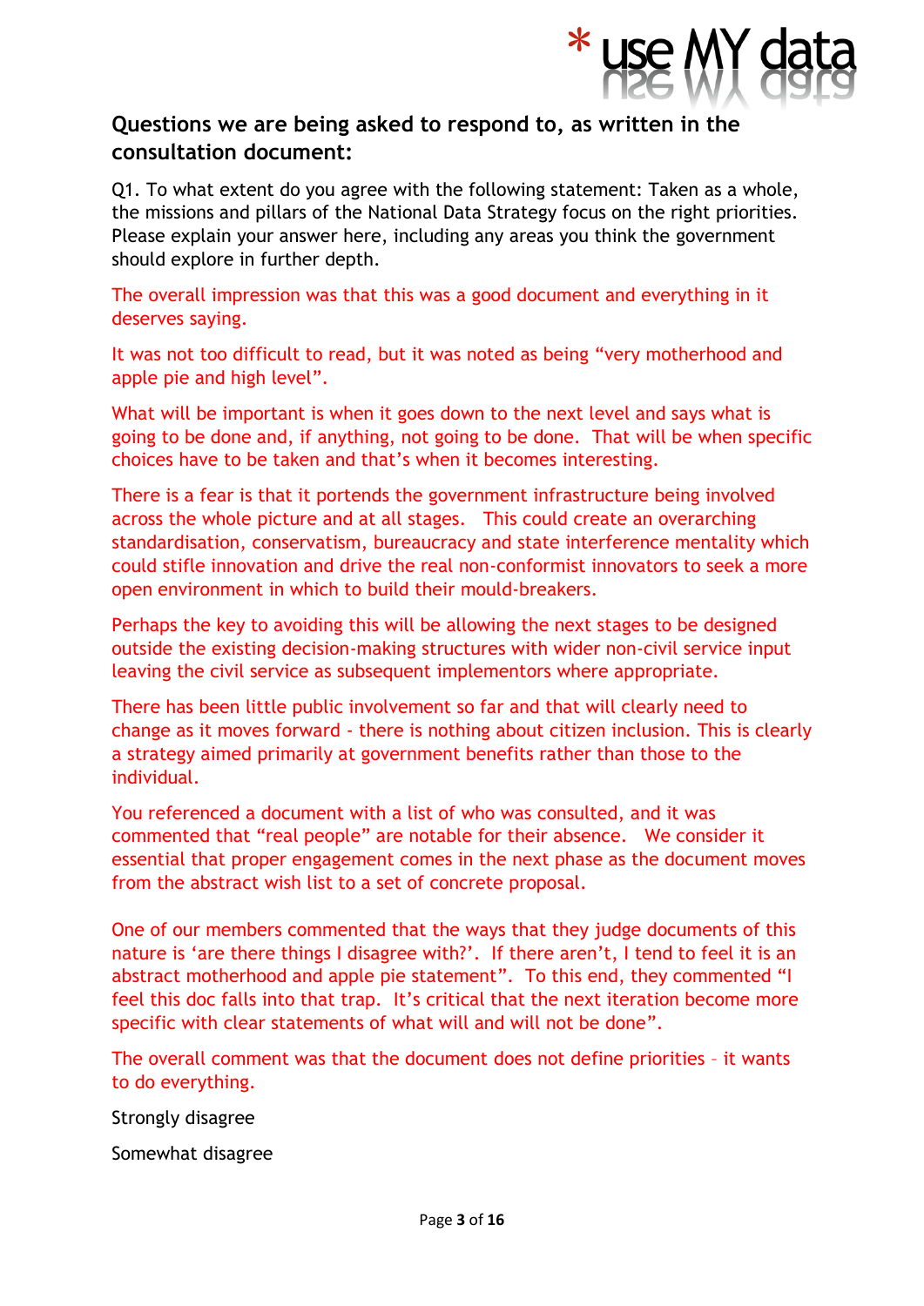## Questions we are being asked to respond to, as written in the consultation document:

Q1. To what extent do you agree with the following statement: Taken as a whole, the missions and pillars of the National Data Strategy focus on the right priorities. Please explain your answer here, including any areas you think the government should explore in further depth.

The overall impression was that this was a good document and everything in it deserves saying.

It was not too difficult to read, but it was noted as being "very motherhood and apple pie and high level".

What will be important is when it goes down to the next level and says what is going to be done and, if anything, not going to be done. That will be when specific choices have to be taken and that's when it becomes interesting.

There is a fear is that it portends the government infrastructure being involved across the whole picture and at all stages. This could create an overarching standardisation, conservatism, bureaucracy and state interference mentality which could stifle innovation and drive the real non-conformist innovators to seek a more open environment in which to build their mould-breakers.

Perhaps the key to avoiding this will be allowing the next stages to be designed outside the existing decision-making structures with wider non-civil service input leaving the civil service as subsequent implementors where appropriate.

There has been little public involvement so far and that will clearly need to change as it moves forward - there is nothing about citizen inclusion. This is clearly a strategy aimed primarily at government benefits rather than those to the individual.

You referenced a document with a list of who was consulted, and it was commented that "real people" are notable for their absence. We consider it essential that proper engagement comes in the next phase as the document moves from the abstract wish list to a set of concrete proposal.

One of our members commented that the ways that they judge documents of this nature is 'are there things I disagree with?'. If there aren't, I tend to feel it is an abstract motherhood and apple pie statement". To this end, they commented "I feel this doc falls into that trap. It's critical that the next iteration become more specific with clear statements of what will and will not be done".

The overall comment was that the document does not define priorities – it wants to do everything.

Strongly disagree

Somewhat disagree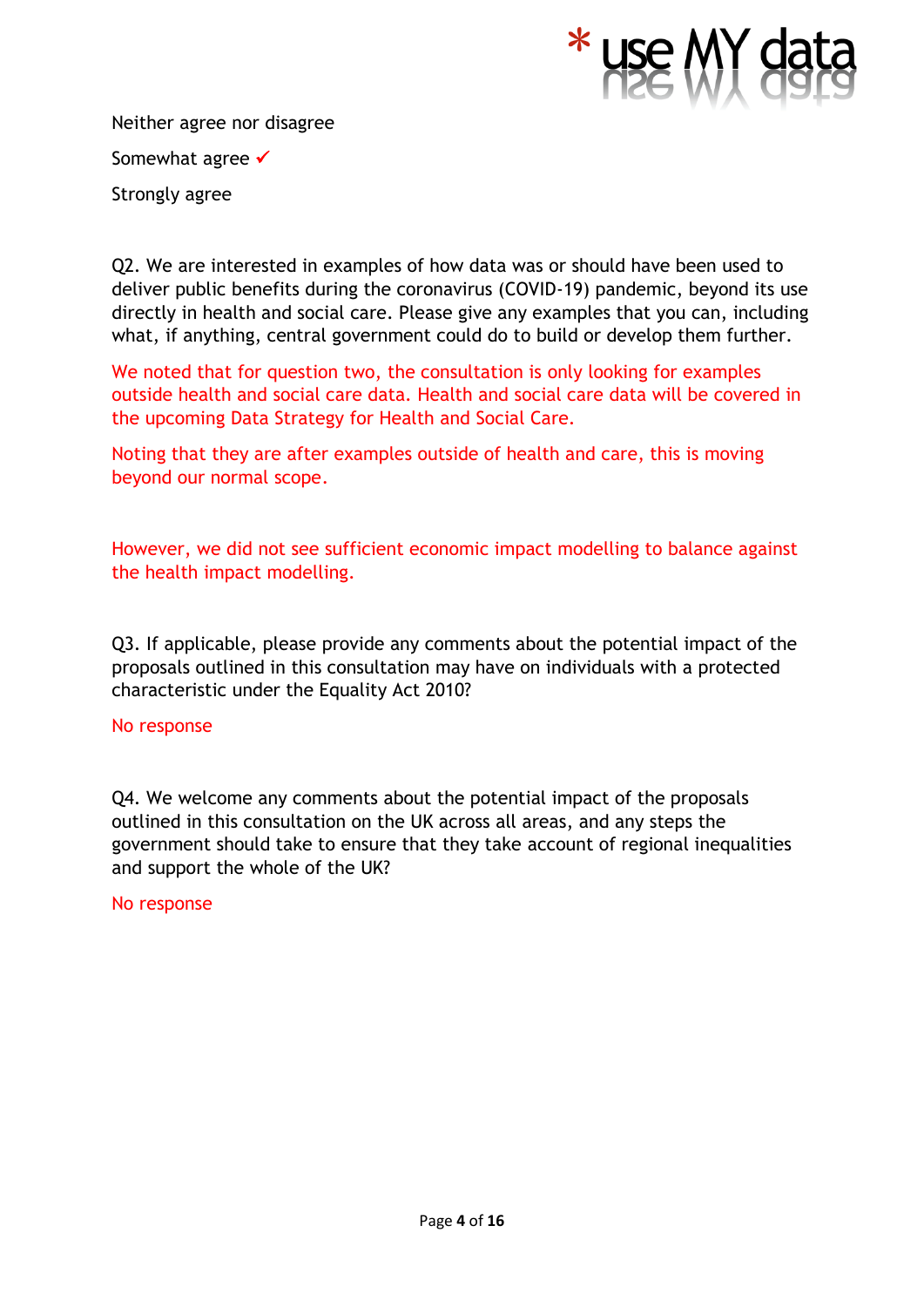Neither agree nor disagree

Somewhat agree ✓

Strongly agree

Q2. We are interested in examples of how data was or should have been used to deliver public benefits during the coronavirus (COVID-19) pandemic, beyond its use directly in health and social care. Please give any examples that you can, including what, if anything, central government could do to build or develop them further.

We noted that for question two, the consultation is only looking for examples outside health and social care data. Health and social care data will be covered in the upcoming Data Strategy for Health and Social Care.

Noting that they are after examples outside of health and care, this is moving beyond our normal scope.

However, we did not see sufficient economic impact modelling to balance against the health impact modelling.

Q3. If applicable, please provide any comments about the potential impact of the proposals outlined in this consultation may have on individuals with a protected characteristic under the Equality Act 2010?

No response

Q4. We welcome any comments about the potential impact of the proposals outlined in this consultation on the UK across all areas, and any steps the government should take to ensure that they take account of regional inequalities and support the whole of the UK?

No response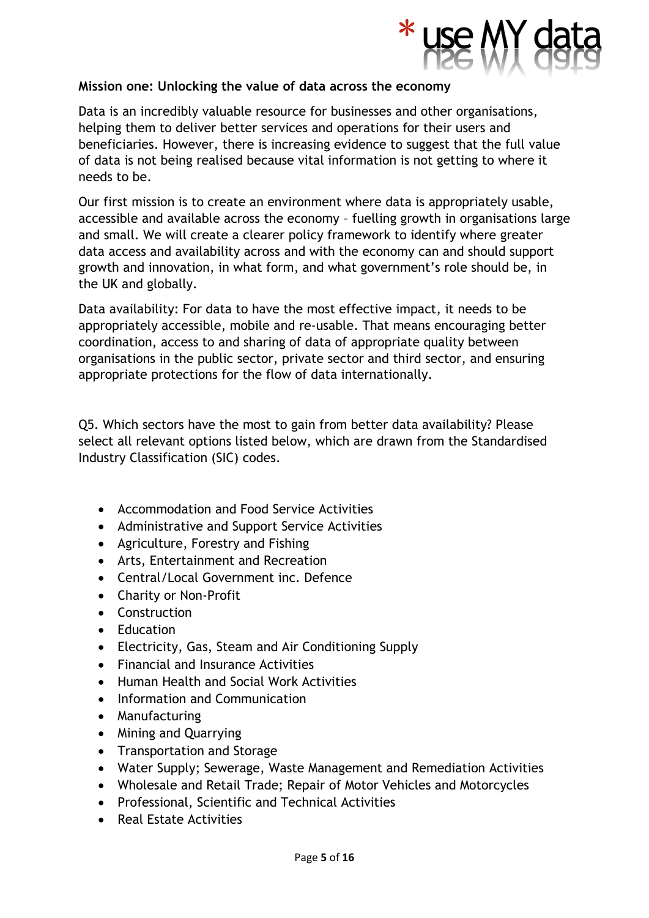**Mission one: Unlocking the value of data across the economy**

Data is an incredibly valuable resource for businesses and other organisations, helping them to deliver better services and operations for their users and beneficiaries. However, there is increasing evidence to suggest that the full value of data is not being realised because vital information is not getting to where it needs to be.

Our first mission is to create an environment where data is appropriately usable, accessible and available across the economy – fuelling growth in organisations large and small. We will create a clearer policy framework to identify where greater data access and availability across and with the economy can and should support growth and innovation, in what form, and what government's role should be, in the UK and globally.

Data availability: For data to have the most effective impact, it needs to be appropriately accessible, mobile and re-usable. That means encouraging better coordination, access to and sharing of data of appropriate quality between organisations in the public sector, private sector and third sector, and ensuring appropriate protections for the flow of data internationally.

Q5. Which sectors have the most to gain from better data availability? Please select all relevant options listed below, which are drawn from the Standardised Industry Classification (SIC) codes.

- Accommodation and Food Service Activities
- Administrative and Support Service Activities
- Agriculture, Forestry and Fishing
- Arts, Entertainment and Recreation
- Central/Local Government inc. Defence
- Charity or Non-Profit
- Construction
- Education
- Electricity, Gas, Steam and Air Conditioning Supply
- Financial and Insurance Activities
- Human Health and Social Work Activities
- Information and Communication
- Manufacturing
- Mining and Quarrying
- Transportation and Storage
- Water Supply; Sewerage, Waste Management and Remediation Activities
- Wholesale and Retail Trade; Repair of Motor Vehicles and Motorcycles
- Professional, Scientific and Technical Activities
- Real Estate Activities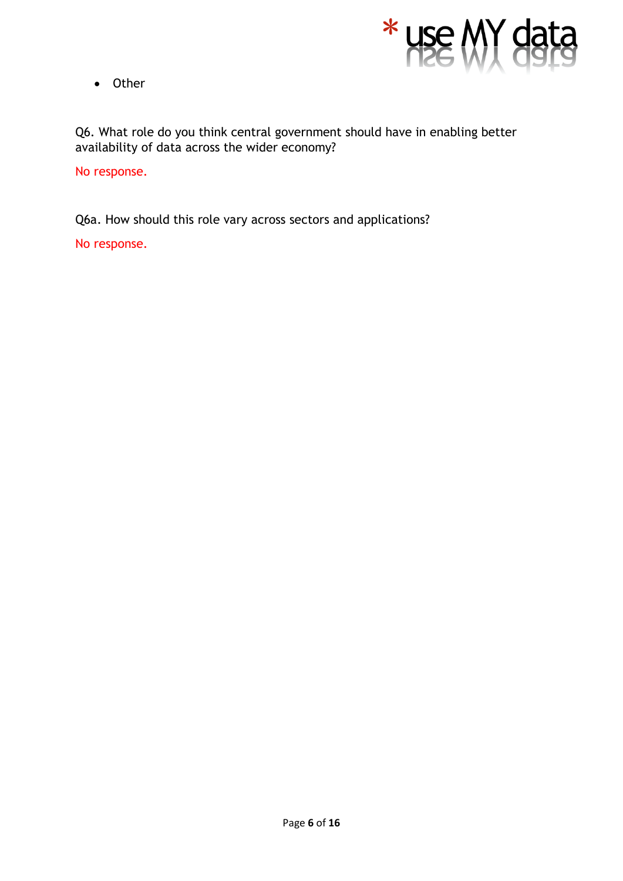- Other

Q6. What role do you think central government should have in enabling better availability of data across the wider economy?

No response.

Q6a. How should this role vary across sectors and applications?

No response.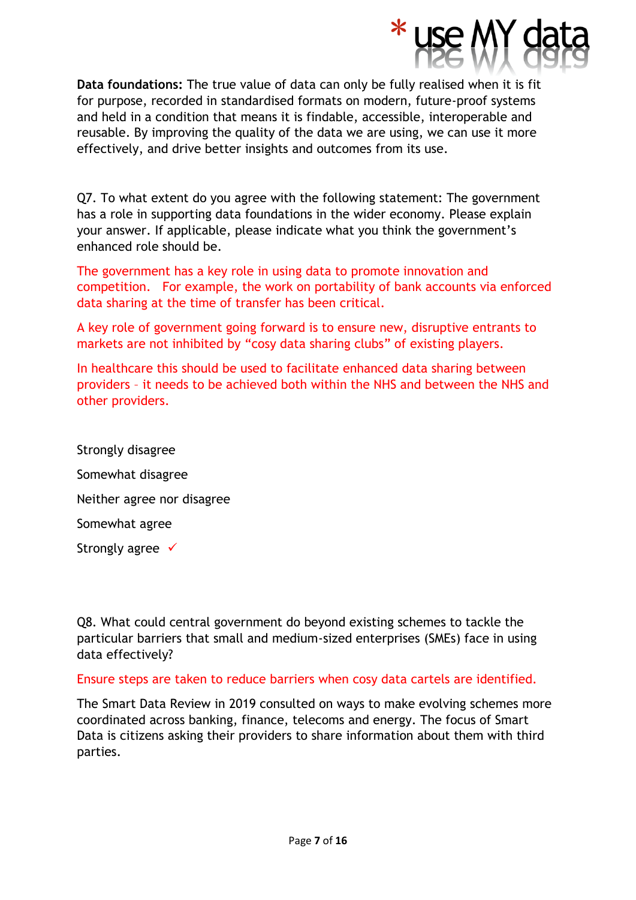**Data foundations:** The true value of data can only be fully realised when it is fit for purpose, recorded in standardised formats on modern, future-proof systems and held in a condition that means it is findable, accessible, interoperable and reusable. By improving the quality of the data we are using, we can use it more effectively, and drive better insights and outcomes from its use.

Q7. To what extent do you agree with the following statement: The government has a role in supporting data foundations in the wider economy. Please explain your answer. If applicable, please indicate what you think the government's enhanced role should be.

The government has a key role in using data to promote innovation and competition. For example, the work on portability of bank accounts via enforced data sharing at the time of transfer has been critical.

A key role of government going forward is to ensure new, disruptive entrants to markets are not inhibited by "cosy data sharing clubs" of existing players.

In healthcare this should be used to facilitate enhanced data sharing between providers – it needs to be achieved both within the NHS and between the NHS and other providers.

Strongly disagree

Somewhat disagree

Neither agree nor disagree

Somewhat agree

Strongly agree ✓

Q8. What could central government do beyond existing schemes to tackle the particular barriers that small and medium-sized enterprises (SMEs) face in using data effectively?

Ensure steps are taken to reduce barriers when cosy data cartels are identified.

The Smart Data Review in 2019 consulted on ways to make evolving schemes more coordinated across banking, finance, telecoms and energy. The focus of Smart Data is citizens asking their providers to share information about them with third parties.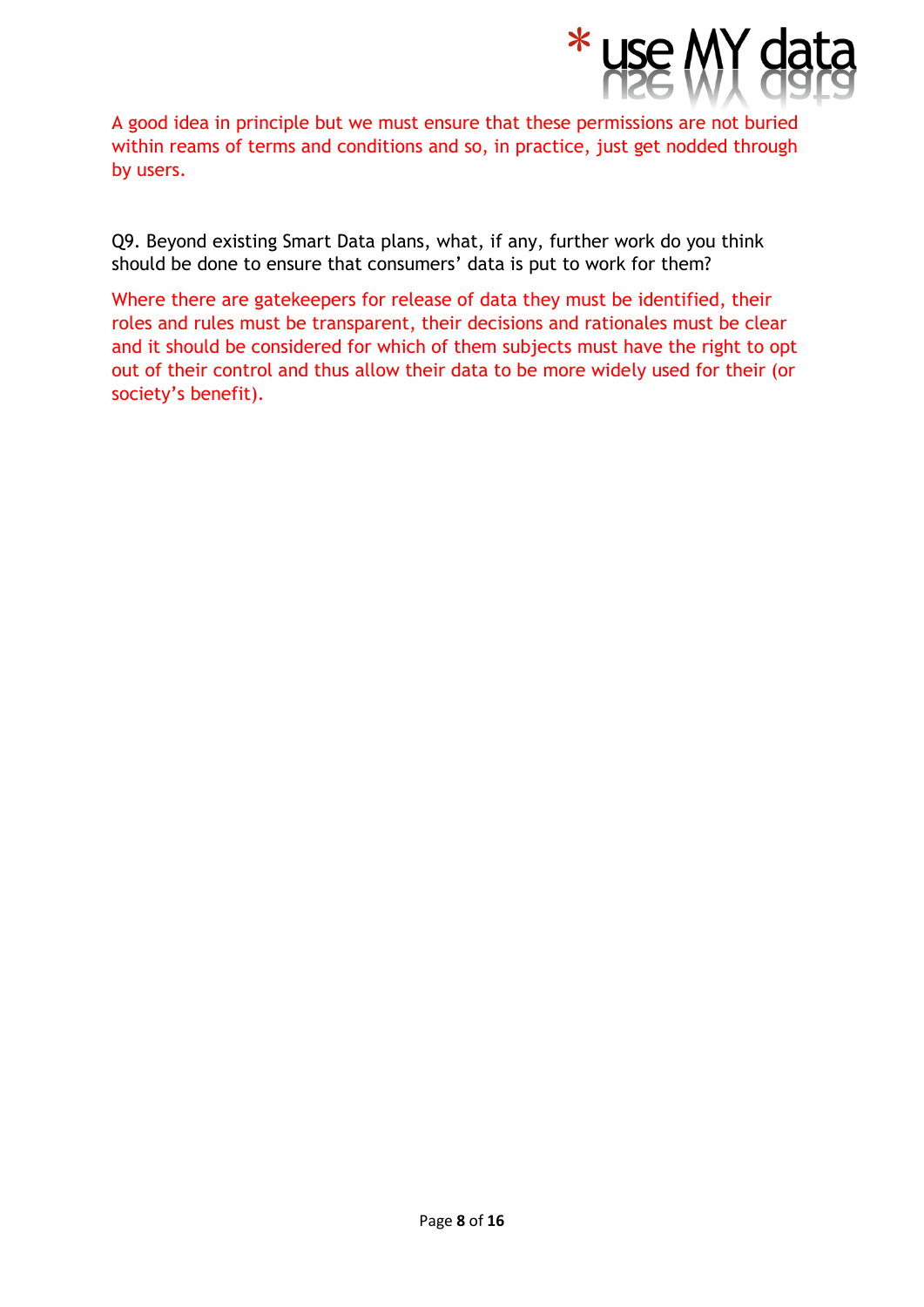A good idea in principle but we must ensure that these permissions are not buried within reams of terms and conditions and so, in practice, just get nodded through by users.

Q9. Beyond existing Smart Data plans, what, if any, further work do you think should be done to ensure that consumers' data is put to work for them?

Where there are gatekeepers for release of data they must be identified, their roles and rules must be transparent, their decisions and rationales must be clear and it should be considered for which of them subjects must have the right to opt out of their control and thus allow their data to be more widely used for their (or society's benefit).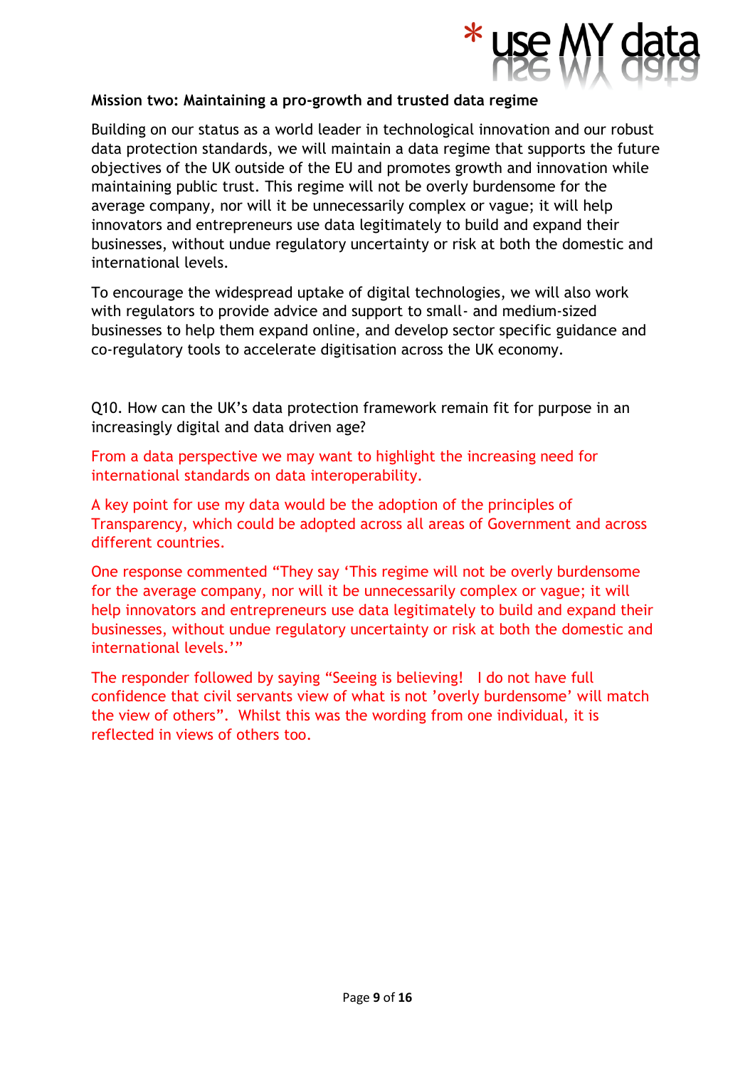**Mission two: Maintaining a pro-growth and trusted data regime**

Building on our status as a world leader in technological innovation and our robust data protection standards, we will maintain a data regime that supports the future objectives of the UK outside of the EU and promotes growth and innovation while maintaining public trust. This regime will not be overly burdensome for the average company, nor will it be unnecessarily complex or vague; it will help innovators and entrepreneurs use data legitimately to build and expand their businesses, without undue regulatory uncertainty or risk at both the domestic and international levels.

To encourage the widespread uptake of digital technologies, we will also work with regulators to provide advice and support to small- and medium-sized businesses to help them expand online, and develop sector specific guidance and co-regulatory tools to accelerate digitisation across the UK economy.

Q10. How can the UK's data protection framework remain fit for purpose in an increasingly digital and data driven age?

From a data perspective we may want to highlight the increasing need for international standards on data interoperability.

A key point for use my data would be the adoption of the principles of Transparency, which could be adopted across all areas of Government and across different countries.

One response commented "They say 'This regime will not be overly burdensome for the average company, nor will it be unnecessarily complex or vague; it will help innovators and entrepreneurs use data legitimately to build and expand their businesses, without undue regulatory uncertainty or risk at both the domestic and international levels.'"

The responder followed by saying "Seeing is believing!  I do not have full confidence that civil servants view of what is not 'overly burdensome' will match the view of others".  Whilst this was the wording from one individual, it is reflected in views of others too.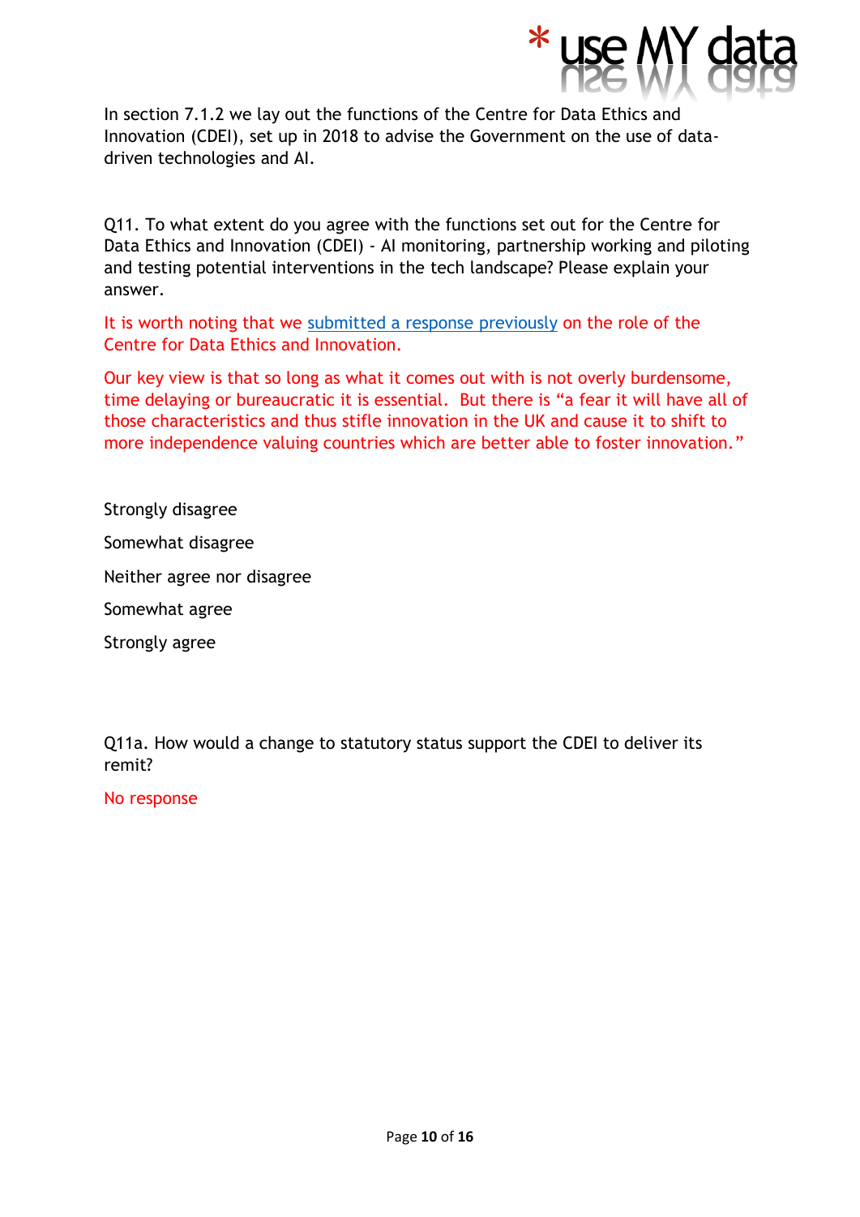In section 7.1.2 we lay out the functions of the Centre for Data Ethics and Innovation (CDEI), set up in 2018 to advise the Government on the use of data-driven technologies and AI.

Q11. To what extent do you agree with the functions set out for the Centre for Data Ethics and Innovation (CDEI) - AI monitoring, partnership working and piloting and testing potential interventions in the tech landscape? Please explain your answer.

It is worth noting that we submitted a response previously on the role of the Centre for Data Ethics and Innovation.

Our key view is that so long as what it comes out with is not overly burdensome, time delaying or bureaucratic it is essential. But there is "a fear it will have all of those characteristics and thus stifle innovation in the UK and cause it to shift to more independence valuing countries which are better able to foster innovation."

Strongly disagree

Somewhat disagree

Neither agree nor disagree

Somewhat agree

Strongly agree

Q11a. How would a change to statutory status support the CDEI to deliver its remit?

No response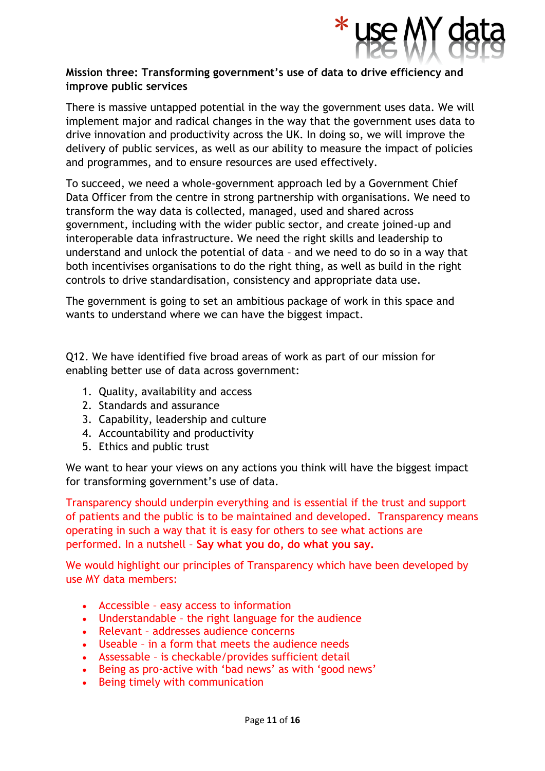**Mission three: Transforming government's use of data to drive efficiency and improve public services**

There is massive untapped potential in the way the government uses data. We will implement major and radical changes in the way that the government uses data to drive innovation and productivity across the UK. In doing so, we will improve the delivery of public services, as well as our ability to measure the impact of policies and programmes, and to ensure resources are used effectively.

To succeed, we need a whole-government approach led by a Government Chief Data Officer from the centre in strong partnership with organisations. We need to transform the way data is collected, managed, used and shared across government, including with the wider public sector, and create joined-up and interoperable data infrastructure. We need the right skills and leadership to understand and unlock the potential of data – and we need to do so in a way that both incentivises organisations to do the right thing, as well as build in the right controls to drive standardisation, consistency and appropriate data use.

The government is going to set an ambitious package of work in this space and wants to understand where we can have the biggest impact.

Q12. We have identified five broad areas of work as part of our mission for enabling better use of data across government:

1. Quality, availability and access
2. Standards and assurance
3. Capability, leadership and culture
4. Accountability and productivity
5. Ethics and public trust

We want to hear your views on any actions you think will have the biggest impact for transforming government's use of data.

Transparency should underpin everything and is essential if the trust and support of patients and the public is to be maintained and developed. Transparency means operating in such a way that it is easy for others to see what actions are performed. In a nutshell – **Say what you do, do what you say.**

We would highlight our principles of Transparency which have been developed by use MY data members:

- Accessible – easy access to information
- Understandable – the right language for the audience
- Relevant – addresses audience concerns
- Useable – in a form that meets the audience needs
- Assessable – is checkable/provides sufficient detail
- Being as pro-active with 'bad news' as with 'good news'
- Being timely with communication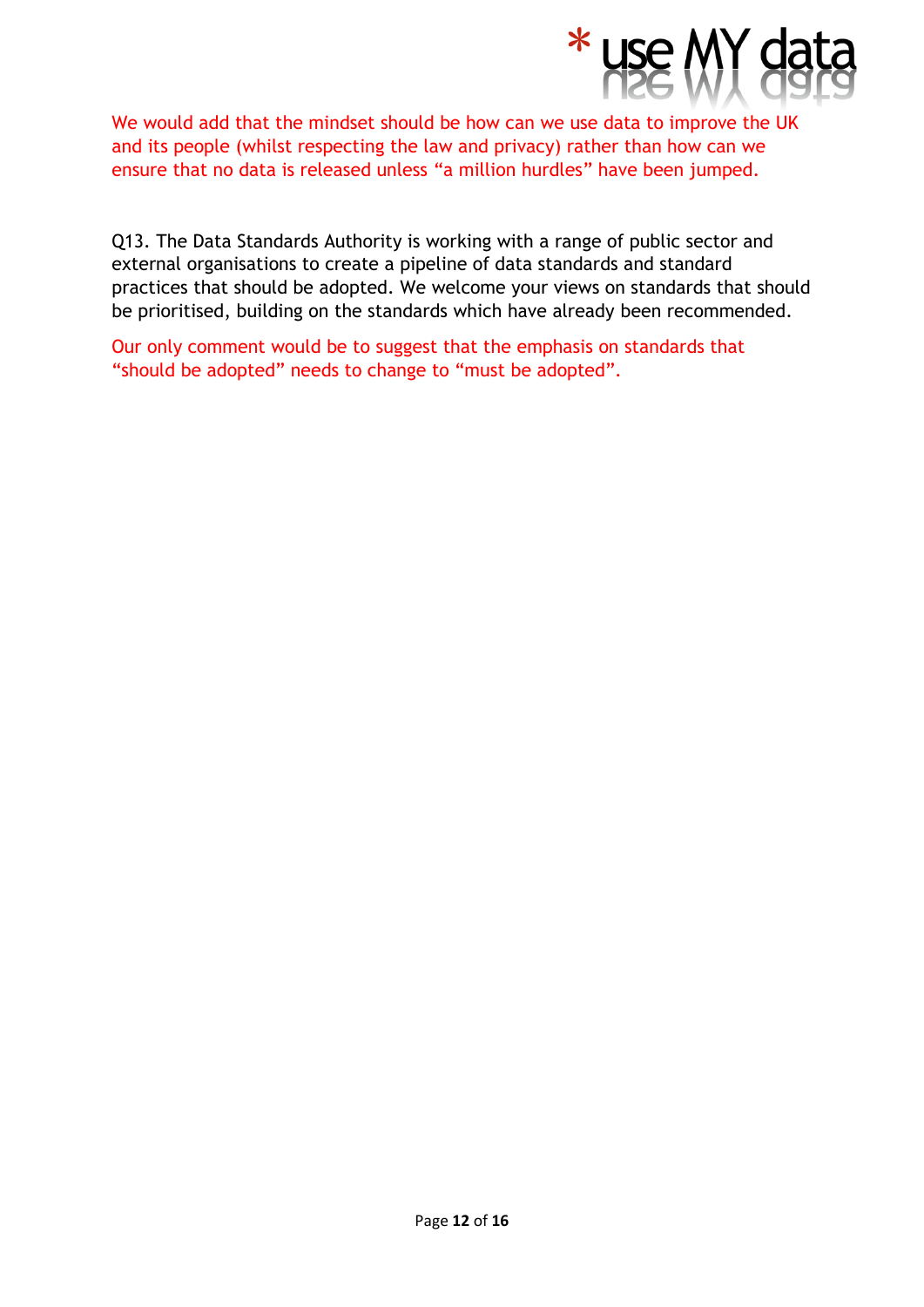We would add that the mindset should be how can we use data to improve the UK and its people (whilst respecting the law and privacy) rather than how can we ensure that no data is released unless "a million hurdles" have been jumped.

Q13. The Data Standards Authority is working with a range of public sector and external organisations to create a pipeline of data standards and standard practices that should be adopted. We welcome your views on standards that should be prioritised, building on the standards which have already been recommended.

Our only comment would be to suggest that the emphasis on standards that "should be adopted" needs to change to "must be adopted".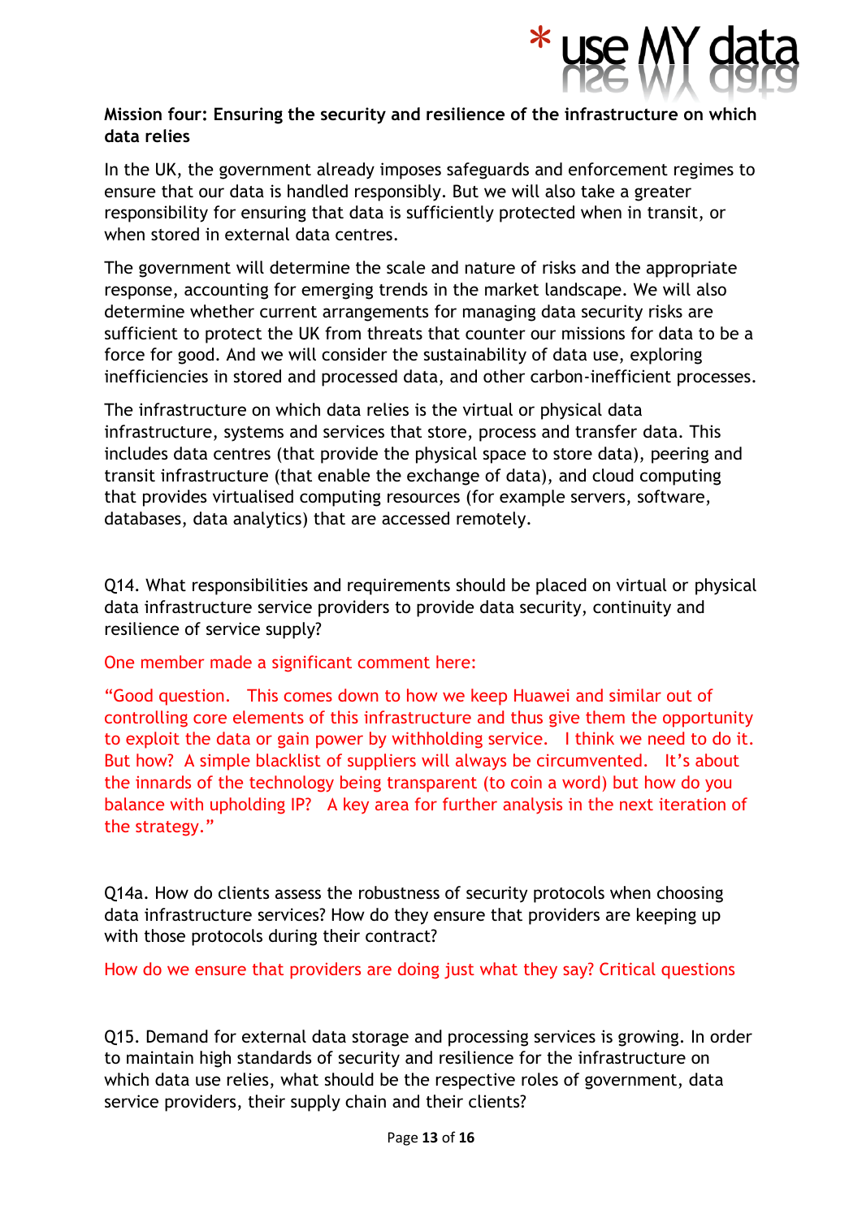**Mission four: Ensuring the security and resilience of the infrastructure on which data relies**

In the UK, the government already imposes safeguards and enforcement regimes to ensure that our data is handled responsibly. But we will also take a greater responsibility for ensuring that data is sufficiently protected when in transit, or when stored in external data centres.

The government will determine the scale and nature of risks and the appropriate response, accounting for emerging trends in the market landscape. We will also determine whether current arrangements for managing data security risks are sufficient to protect the UK from threats that counter our missions for data to be a force for good. And we will consider the sustainability of data use, exploring inefficiencies in stored and processed data, and other carbon-inefficient processes.

The infrastructure on which data relies is the virtual or physical data infrastructure, systems and services that store, process and transfer data. This includes data centres (that provide the physical space to store data), peering and transit infrastructure (that enable the exchange of data), and cloud computing that provides virtualised computing resources (for example servers, software, databases, data analytics) that are accessed remotely.

Q14. What responsibilities and requirements should be placed on virtual or physical data infrastructure service providers to provide data security, continuity and resilience of service supply?

One member made a significant comment here:

"Good question. This comes down to how we keep Huawei and similar out of controlling core elements of this infrastructure and thus give them the opportunity to exploit the data or gain power by withholding service. I think we need to do it. But how? A simple blacklist of suppliers will always be circumvented. It's about the innards of the technology being transparent (to coin a word) but how do you balance with upholding IP? A key area for further analysis in the next iteration of the strategy."

Q14a. How do clients assess the robustness of security protocols when choosing data infrastructure services? How do they ensure that providers are keeping up with those protocols during their contract?

How do we ensure that providers are doing just what they say? Critical questions

Q15. Demand for external data storage and processing services is growing. In order to maintain high standards of security and resilience for the infrastructure on which data use relies, what should be the respective roles of government, data service providers, their supply chain and their clients?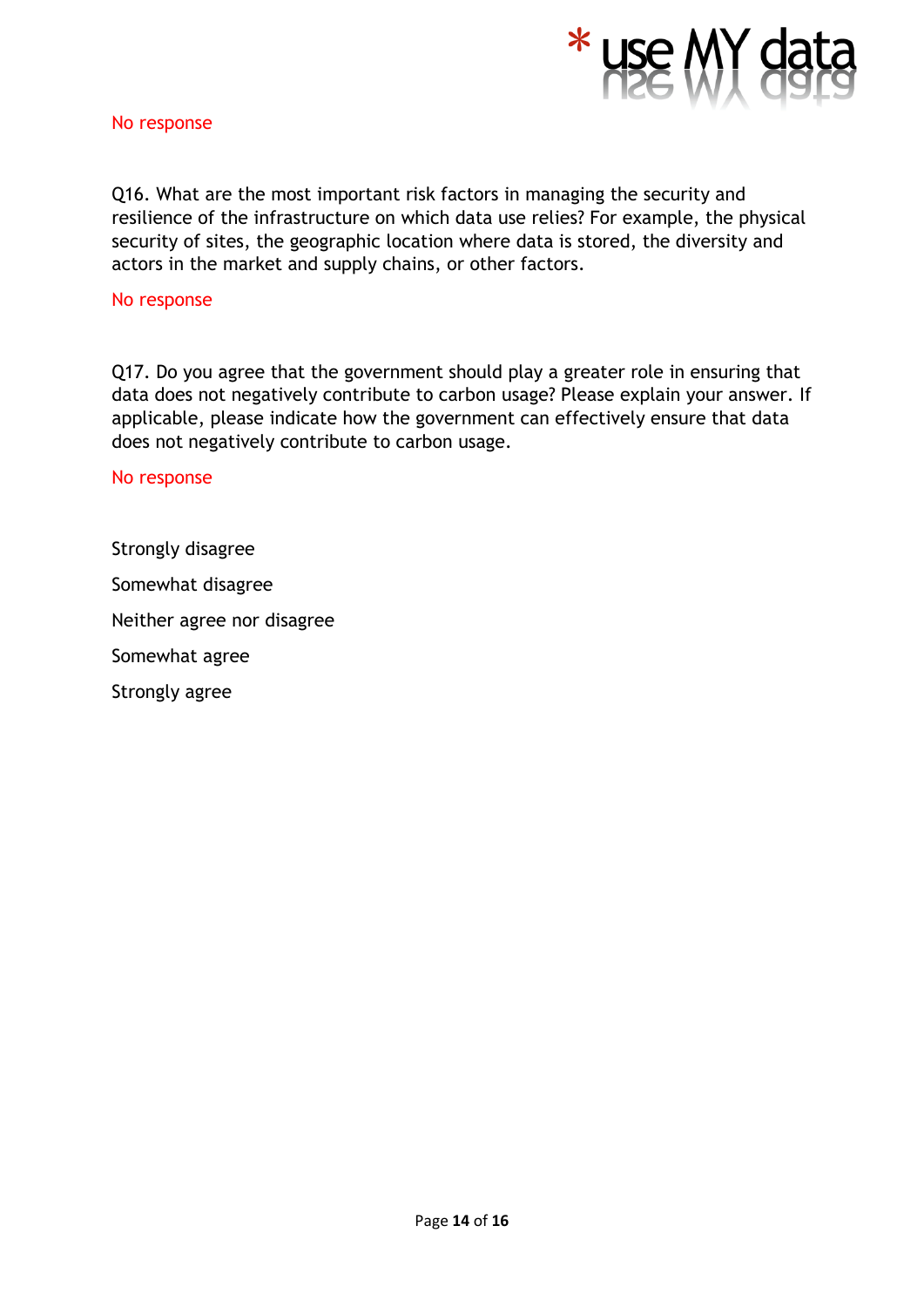No response

Q16. What are the most important risk factors in managing the security and resilience of the infrastructure on which data use relies? For example, the physical security of sites, the geographic location where data is stored, the diversity and actors in the market and supply chains, or other factors.

No response

Q17. Do you agree that the government should play a greater role in ensuring that data does not negatively contribute to carbon usage? Please explain your answer. If applicable, please indicate how the government can effectively ensure that data does not negatively contribute to carbon usage.

No response

Strongly disagree

Somewhat disagree

Neither agree nor disagree

Somewhat agree

Strongly agree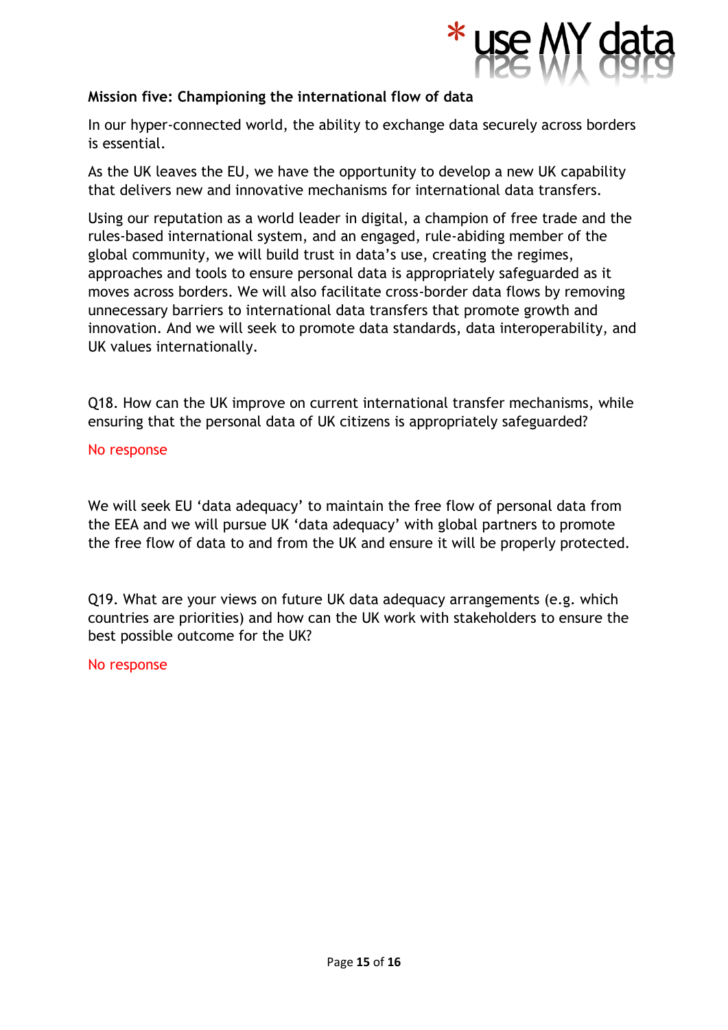**Mission five: Championing the international flow of data**

In our hyper-connected world, the ability to exchange data securely across borders is essential.

As the UK leaves the EU, we have the opportunity to develop a new UK capability that delivers new and innovative mechanisms for international data transfers.

Using our reputation as a world leader in digital, a champion of free trade and the rules-based international system, and an engaged, rule-abiding member of the global community, we will build trust in data's use, creating the regimes, approaches and tools to ensure personal data is appropriately safeguarded as it moves across borders. We will also facilitate cross-border data flows by removing unnecessary barriers to international data transfers that promote growth and innovation. And we will seek to promote data standards, data interoperability, and UK values internationally.

Q18. How can the UK improve on current international transfer mechanisms, while ensuring that the personal data of UK citizens is appropriately safeguarded?

No response

We will seek EU 'data adequacy' to maintain the free flow of personal data from the EEA and we will pursue UK 'data adequacy' with global partners to promote the free flow of data to and from the UK and ensure it will be properly protected.

Q19. What are your views on future UK data adequacy arrangements (e.g. which countries are priorities) and how can the UK work with stakeholders to ensure the best possible outcome for the UK?

No response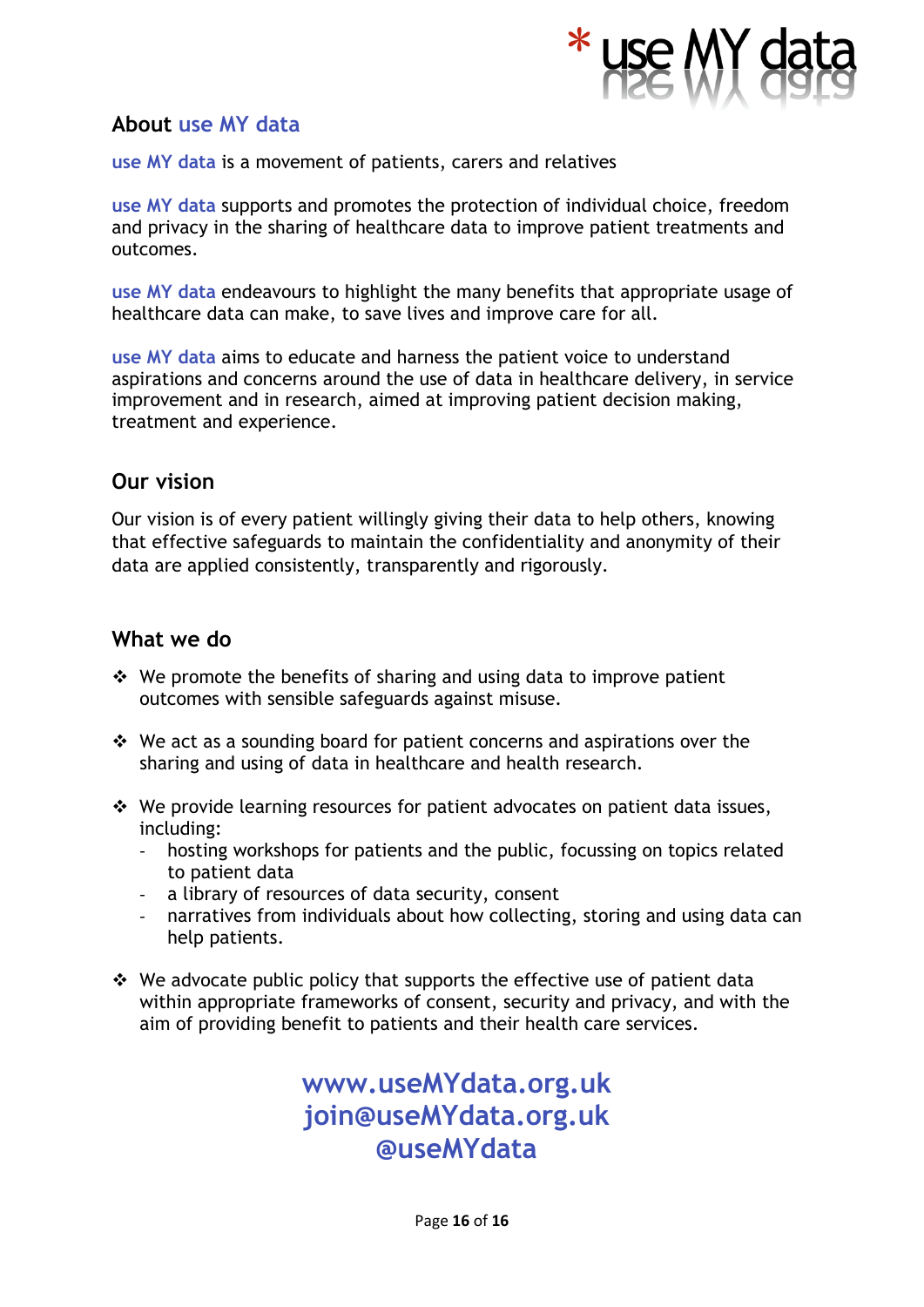*use MY data

## About use MY data

use MY data is a movement of patients, carers and relatives

use MY data supports and promotes the protection of individual choice, freedom and privacy in the sharing of healthcare data to improve patient treatments and outcomes.

use MY data endeavours to highlight the many benefits that appropriate usage of healthcare data can make, to save lives and improve care for all.

use MY data aims to educate and harness the patient voice to understand aspirations and concerns around the use of data in healthcare delivery, in service improvement and in research, aimed at improving patient decision making, treatment and experience.

## Our vision

Our vision is of every patient willingly giving their data to help others, knowing that effective safeguards to maintain the confidentiality and anonymity of their data are applied consistently, transparently and rigorously.

## What we do

- We promote the benefits of sharing and using data to improve patient outcomes with sensible safeguards against misuse.
- We act as a sounding board for patient concerns and aspirations over the sharing and using of data in healthcare and health research.
- We provide learning resources for patient advocates on patient data issues, including:
  - hosting workshops for patients and the public, focussing on topics related to patient data
  - a library of resources of data security, consent
  - narratives from individuals about how collecting, storing and using data can help patients.
- We advocate public policy that supports the effective use of patient data within appropriate frameworks of consent, security and privacy, and with the aim of providing benefit to patients and their health care services.

**www.useMYdata.org.uk**
**join@useMYdata.org.uk**
**@useMYdata**